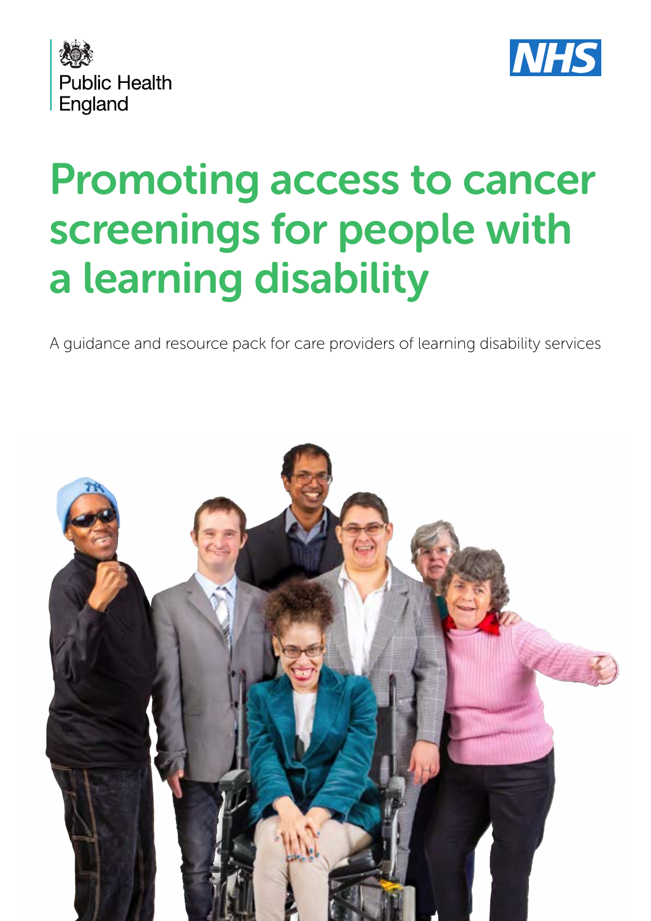Public Health England

NHS

# Promoting access to cancer screenings for people with a learning disability

A guidance and resource pack for care providers of learning disability services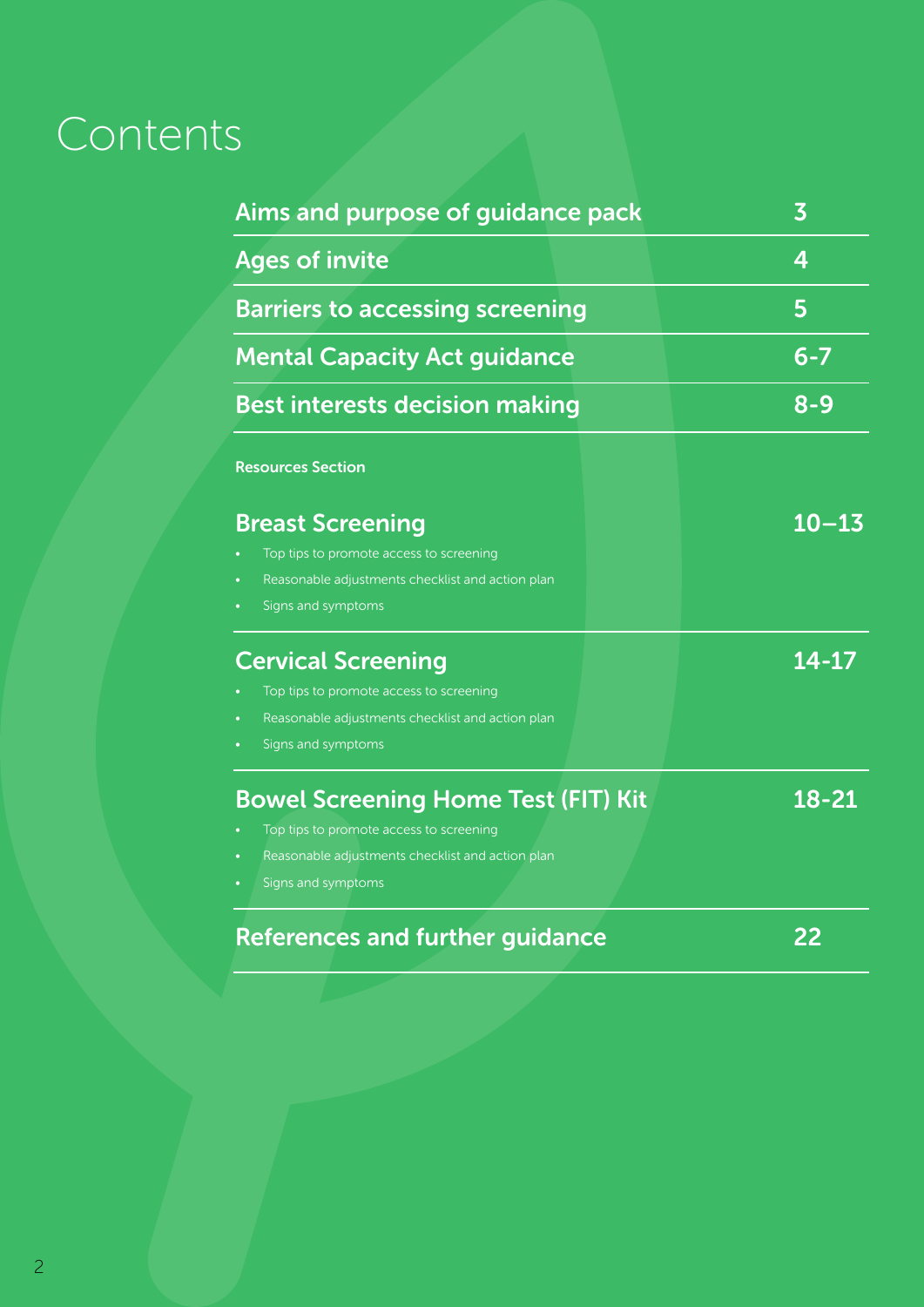# Contents

| | |
|---|---|
| **Aims and purpose of guidance pack** | **3** |
| **Ages of invite** | **4** |
| **Barriers to accessing screening** | **5** |
| **Mental Capacity Act guidance** | **6-7** |
| **Best interests decision making** | **8-9** |

**Resources Section**

| | |
|---|---|
| **Breast Screening**<br>• Top tips to promote access to screening<br>• Reasonable adjustments checklist and action plan<br>• Signs and symptoms | **10–13** |
| **Cervical Screening**<br>• Top tips to promote access to screening<br>• Reasonable adjustments checklist and action plan<br>• Signs and symptoms | **14-17** |
| **Bowel Screening Home Test (FIT) Kit**<br>• Top tips to promote access to screening<br>• Reasonable adjustments checklist and action plan<br>• Signs and symptoms | **18-21** |
| **References and further guidance** | **22** |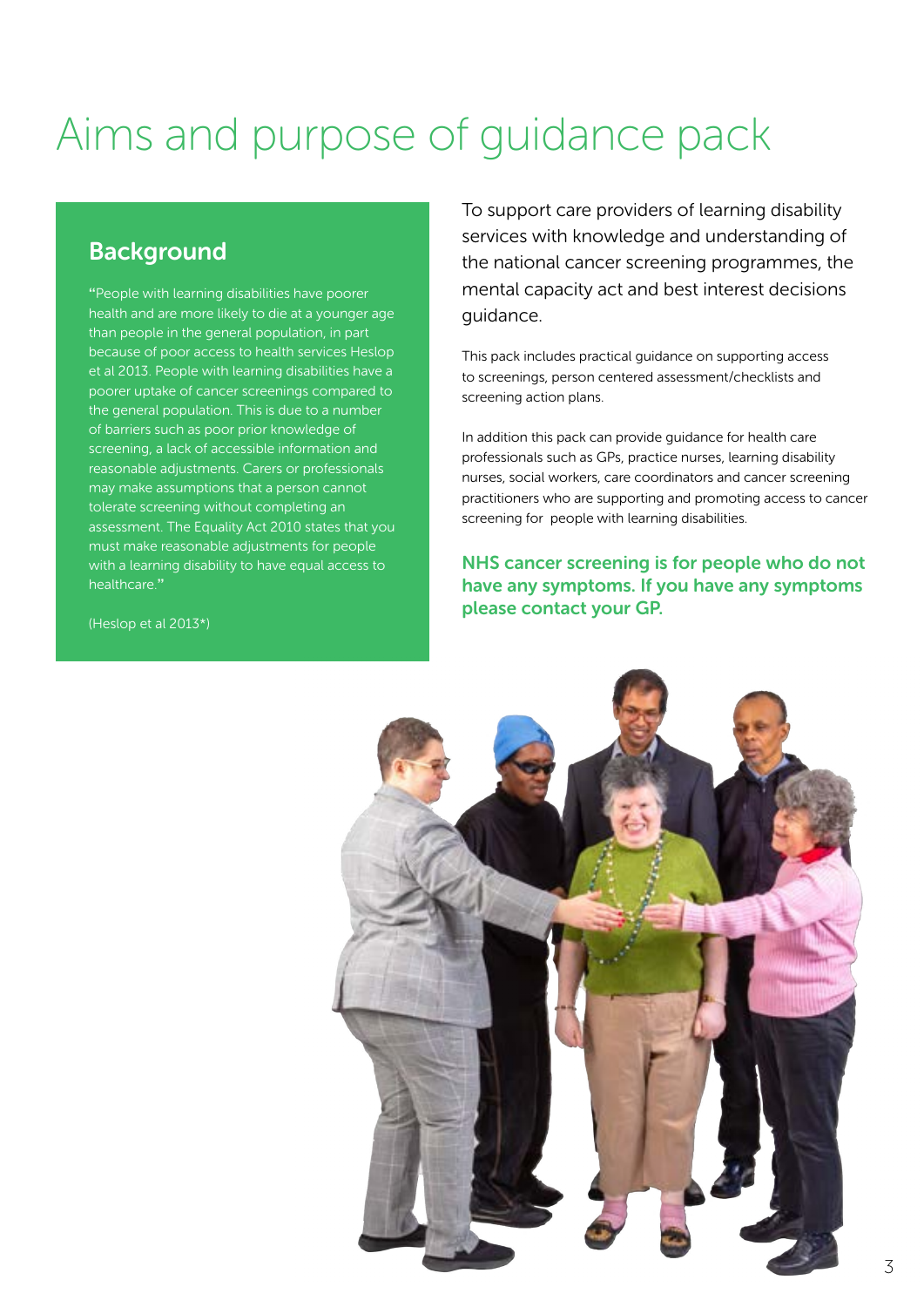# Aims and purpose of guidance pack

## Background

"People with learning disabilities have poorer health and are more likely to die at a younger age than people in the general population, in part because of poor access to health services Heslop et al 2013. People with learning disabilities have a poorer uptake of cancer screenings compared to the general population. This is due to a number of barriers such as poor prior knowledge of screening, a lack of accessible information and reasonable adjustments. Carers or professionals may make assumptions that a person cannot tolerate screening without completing an assessment. The Equality Act 2010 states that you must make reasonable adjustments for people with a learning disability to have equal access to healthcare."

(Heslop et al 2013*)

To support care providers of learning disability services with knowledge and understanding of the national cancer screening programmes, the mental capacity act and best interest decisions guidance.

This pack includes practical guidance on supporting access to screenings, person centered assessment/checklists and screening action plans.

In addition this pack can provide guidance for health care professionals such as GPs, practice nurses, learning disability nurses, social workers, care coordinators and cancer screening practitioners who are supporting and promoting access to cancer screening for people with learning disabilities.

**NHS cancer screening is for people who do not have any symptoms. If you have any symptoms please contact your GP.**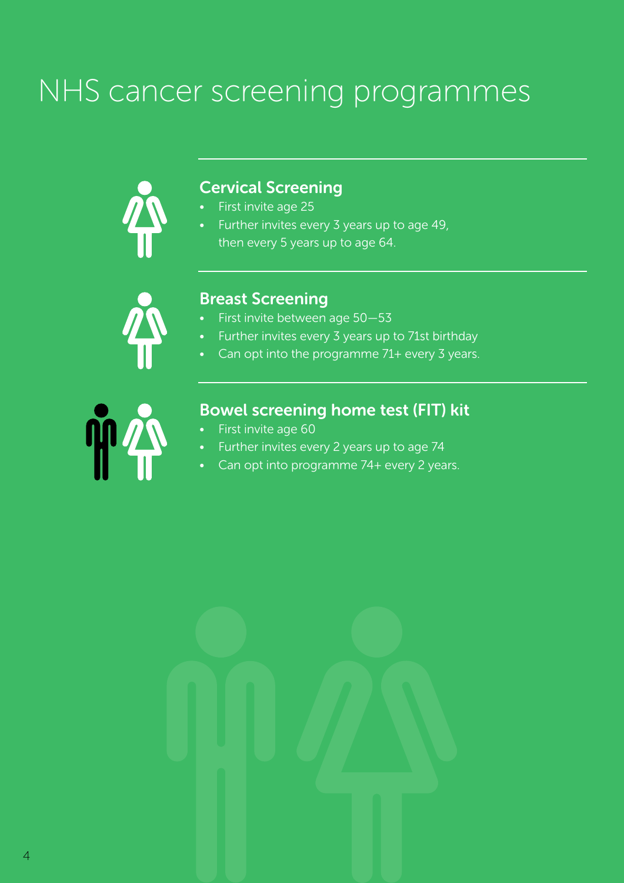# NHS cancer screening programmes

## Cervical Screening

- First invite age 25
- Further invites every 3 years up to age 49, then every 5 years up to age 64.

## Breast Screening

- First invite between age 50—53
- Further invites every 3 years up to 71st birthday
- Can opt into the programme 71+ every 3 years.

## Bowel screening home test (FIT) kit

- First invite age 60
- Further invites every 2 years up to age 74
- Can opt into programme 74+ every 2 years.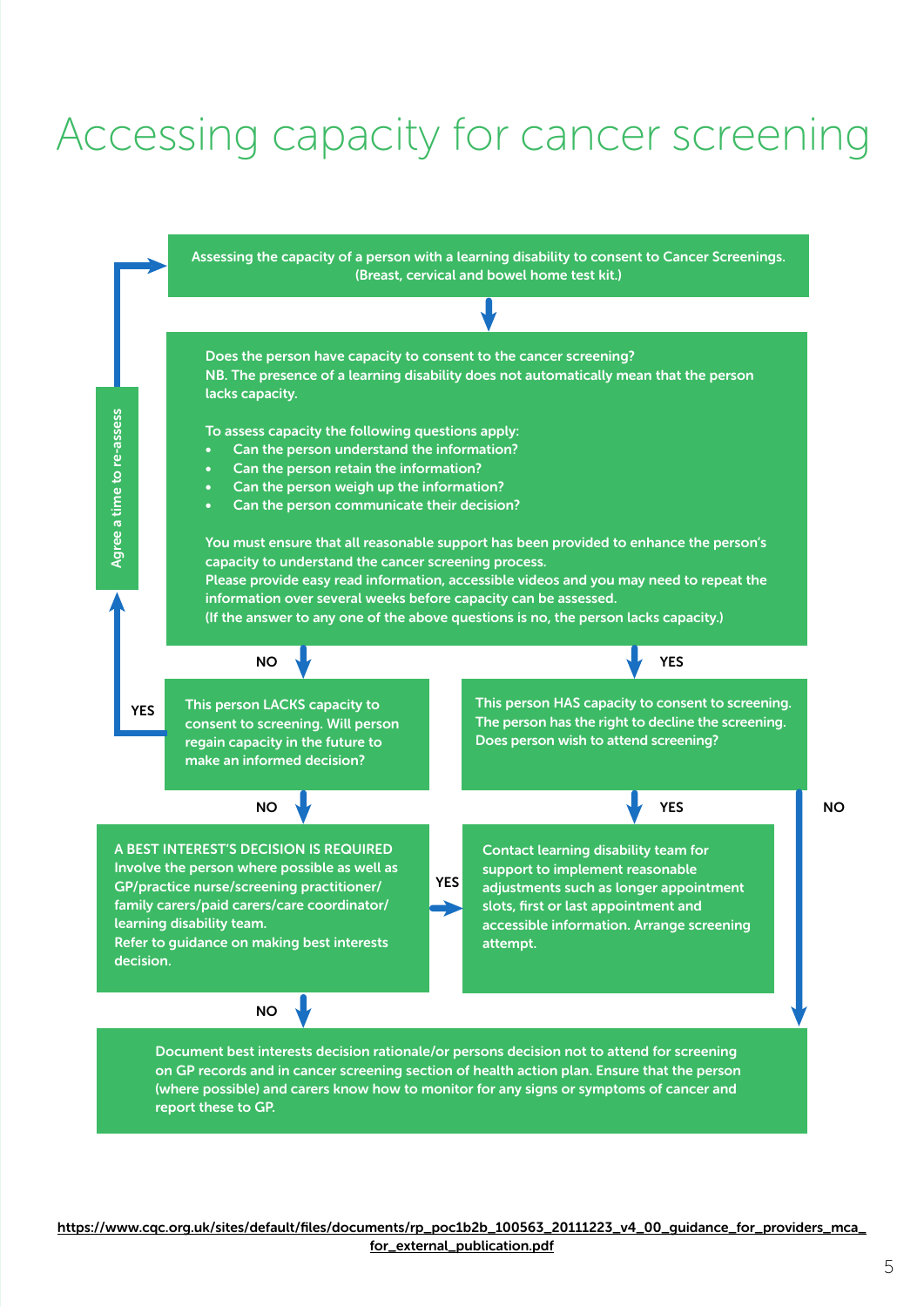# Accessing capacity for cancer screening

Assessing the capacity of a person with a learning disability to consent to Cancer Screenings. (Breast, cervical and bowel home test kit.)

Does the person have capacity to consent to the cancer screening?
NB. The presence of a learning disability does not automatically mean that the person lacks capacity.

To assess capacity the following questions apply:

- Can the person understand the information?
- Can the person retain the information?
- Can the person weigh up the information?
- Can the person communicate their decision?

You must ensure that all reasonable support has been provided to enhance the person's capacity to understand the cancer screening process.
Please provide easy read information, accessible videos and you may need to repeat the information over several weeks before capacity can be assessed.
(If the answer to any one of the above questions is no, the person lacks capacity.)

NO

This person LACKS capacity to consent to screening. Will person regain capacity in the future to make an informed decision?

YES → Agree a time to re-assess

NO

A BEST INTEREST'S DECISION IS REQUIRED
Involve the person where possible as well as GP/practice nurse/screening practitioner/ family carers/paid carers/care coordinator/ learning disability team.
Refer to guidance on making best interests decision.

YES → Contact learning disability team for support to implement reasonable adjustments such as longer appointment slots, first or last appointment and accessible information. Arrange screening attempt.

NO

YES

This person HAS capacity to consent to screening. The person has the right to decline the screening. Does person wish to attend screening?

YES

Contact learning disability team for support to implement reasonable adjustments such as longer appointment slots, first or last appointment and accessible information. Arrange screening attempt.

NO

Document best interests decision rationale/or persons decision not to attend for screening on GP records and in cancer screening section of health action plan. Ensure that the person (where possible) and carers know how to monitor for any signs or symptoms of cancer and report these to GP.

https://www.cqc.org.uk/sites/default/files/documents/rp_poc1b2b_100563_20111223_v4_00_guidance_for_providers_mca_for_external_publication.pdf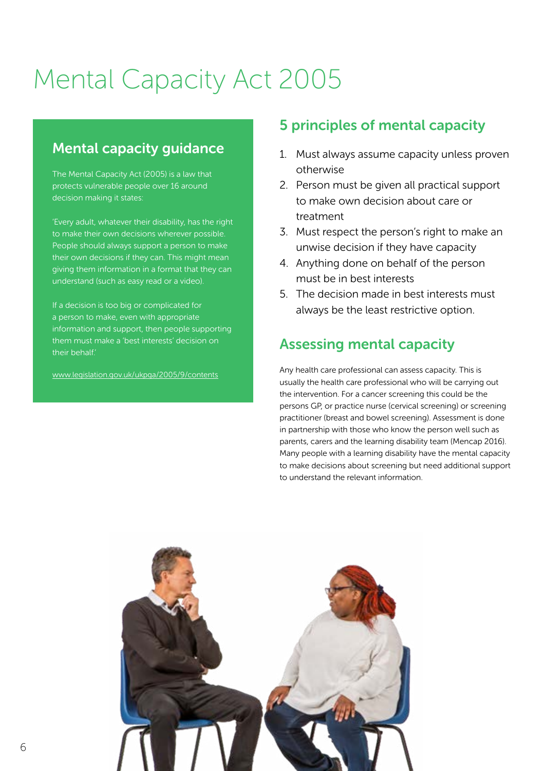# Mental Capacity Act 2005

## Mental capacity guidance

The Mental Capacity Act (2005) is a law that protects vulnerable people over 16 around decision making it states:

'Every adult, whatever their disability, has the right to make their own decisions wherever possible. People should always support a person to make their own decisions if they can. This might mean giving them information in a format that they can understand (such as easy read or a video).

If a decision is too big or complicated for a person to make, even with appropriate information and support, then people supporting them must make a 'best interests' decision on their behalf.'

www.legislation.gov.uk/ukpga/2005/9/contents

## 5 principles of mental capacity

1. Must always assume capacity unless proven otherwise
2. Person must be given all practical support to make own decision about care or treatment
3. Must respect the person's right to make an unwise decision if they have capacity
4. Anything done on behalf of the person must be in best interests
5. The decision made in best interests must always be the least restrictive option.

## Assessing mental capacity

Any health care professional can assess capacity. This is usually the health care professional who will be carrying out the intervention. For a cancer screening this could be the persons GP, or practice nurse (cervical screening) or screening practitioner (breast and bowel screening). Assessment is done in partnership with those who know the person well such as parents, carers and the learning disability team (Mencap 2016). Many people with a learning disability have the mental capacity to make decisions about screening but need additional support to understand the relevant information.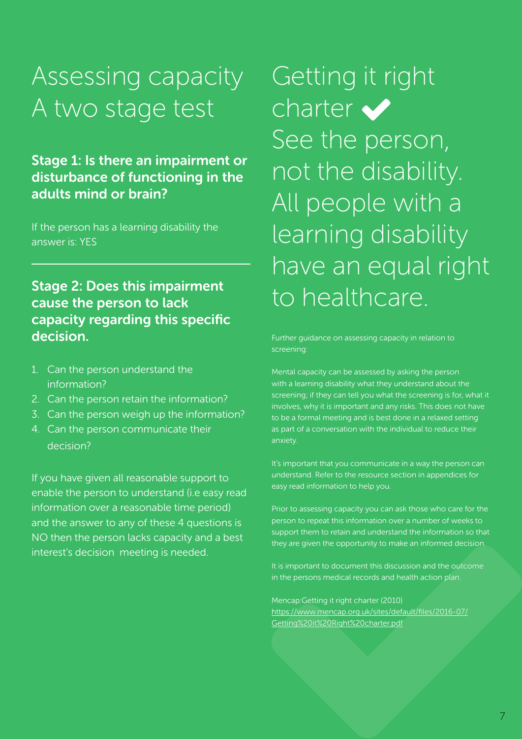# Assessing capacity A two stage test

### Stage 1: Is there an impairment or disturbance of functioning in the adults mind or brain?

If the person has a learning disability the answer is: YES

---

### Stage 2: Does this impairment cause the person to lack capacity regarding this specific decision.

1. Can the person understand the information?
2. Can the person retain the information?
3. Can the person weigh up the information?
4. Can the person communicate their decision?

If you have given all reasonable support to enable the person to understand (i.e easy read information over a reasonable time period) and the answer to any of these 4 questions is NO then the person lacks capacity and a best interest's decision meeting is needed.

# Getting it right charter ✔ See the person, not the disability. All people with a learning disability have an equal right to healthcare.

Further guidance on assessing capacity in relation to screening:

Mental capacity can be assessed by asking the person with a learning disability what they understand about the screening; if they can tell you what the screening is for, what it involves, why it is important and any risks. This does not have to be a formal meeting and is best done in a relaxed setting as part of a conversation with the individual to reduce their anxiety.

It's important that you communicate in a way the person can understand. Refer to the resource section in appendices for easy read information to help you.

Prior to assessing capacity you can ask those who care for the person to repeat this information over a number of weeks to support them to retain and understand the information so that they are given the opportunity to make an informed decision.

It is important to document this discussion and the outcome in the persons medical records and health action plan.

Mencap:Getting it right charter (2010)
https://www.mencap.org.uk/sites/default/files/2016-07/Getting%20it%20Right%20charter.pdf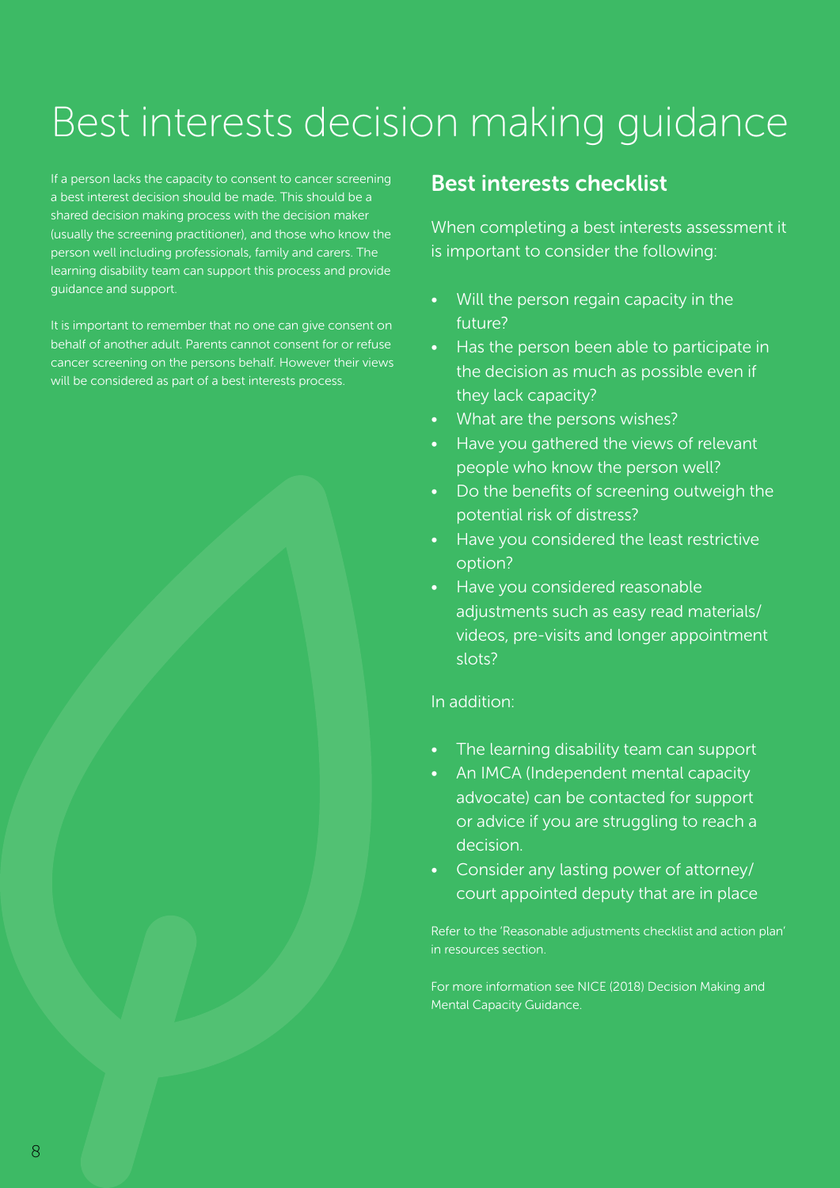# Best interests decision making guidance

If a person lacks the capacity to consent to cancer screening a best interest decision should be made. This should be a shared decision making process with the decision maker (usually the screening practitioner), and those who know the person well including professionals, family and carers. The learning disability team can support this process and provide guidance and support.

It is important to remember that no one can give consent on behalf of another adult. Parents cannot consent for or refuse cancer screening on the persons behalf. However their views will be considered as part of a best interests process.

## Best interests checklist

When completing a best interests assessment it is important to consider the following:

- Will the person regain capacity in the future?
- Has the person been able to participate in the decision as much as possible even if they lack capacity?
- What are the persons wishes?
- Have you gathered the views of relevant people who know the person well?
- Do the benefits of screening outweigh the potential risk of distress?
- Have you considered the least restrictive option?
- Have you considered reasonable adjustments such as easy read materials/ videos, pre-visits and longer appointment slots?

In addition:

- The learning disability team can support
- An IMCA (Independent mental capacity advocate) can be contacted for support or advice if you are struggling to reach a decision.
- Consider any lasting power of attorney/ court appointed deputy that are in place

Refer to the 'Reasonable adjustments checklist and action plan' in resources section.

For more information see NICE (2018) Decision Making and Mental Capacity Guidance.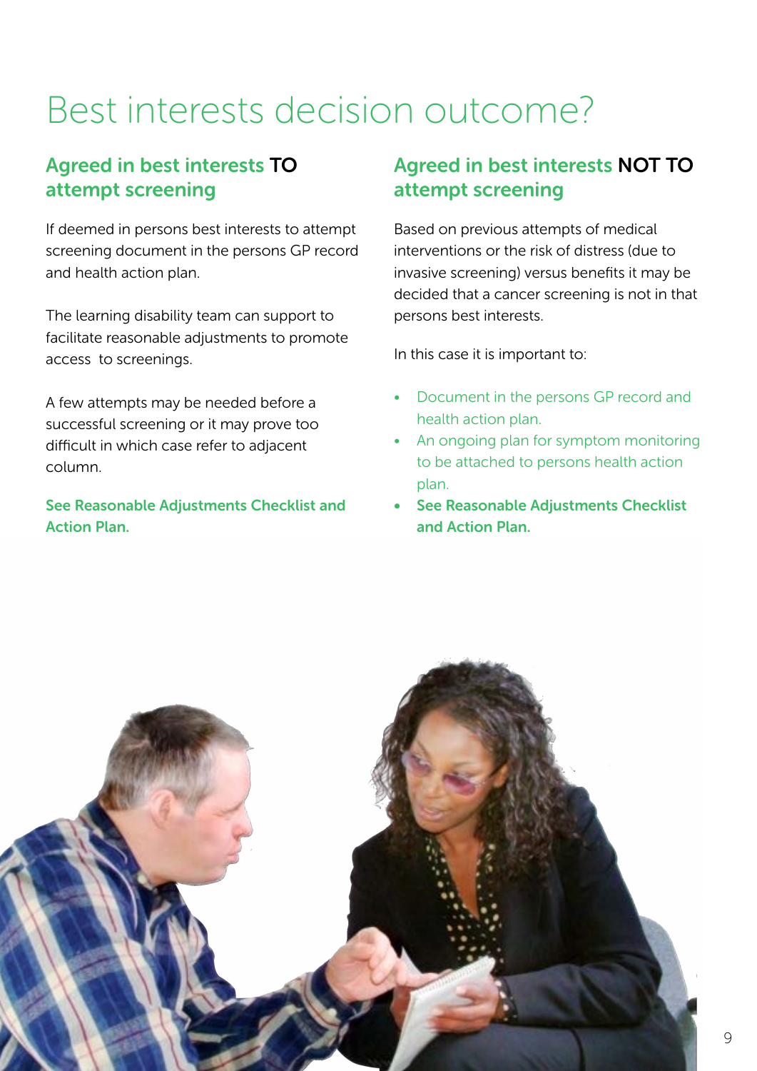# Best interests decision outcome?

## Agreed in best interests TO attempt screening

If deemed in persons best interests to attempt screening document in the persons GP record and health action plan.

The learning disability team can support to facilitate reasonable adjustments to promote access to screenings.

A few attempts may be needed before a successful screening or it may prove too difficult in which case refer to adjacent column.

**See Reasonable Adjustments Checklist and Action Plan.**

## Agreed in best interests NOT TO attempt screening

Based on previous attempts of medical interventions or the risk of distress (due to invasive screening) versus benefits it may be decided that a cancer screening is not in that persons best interests.

In this case it is important to:

- Document in the persons GP record and health action plan.
- An ongoing plan for symptom monitoring to be attached to persons health action plan.
- **See Reasonable Adjustments Checklist and Action Plan.**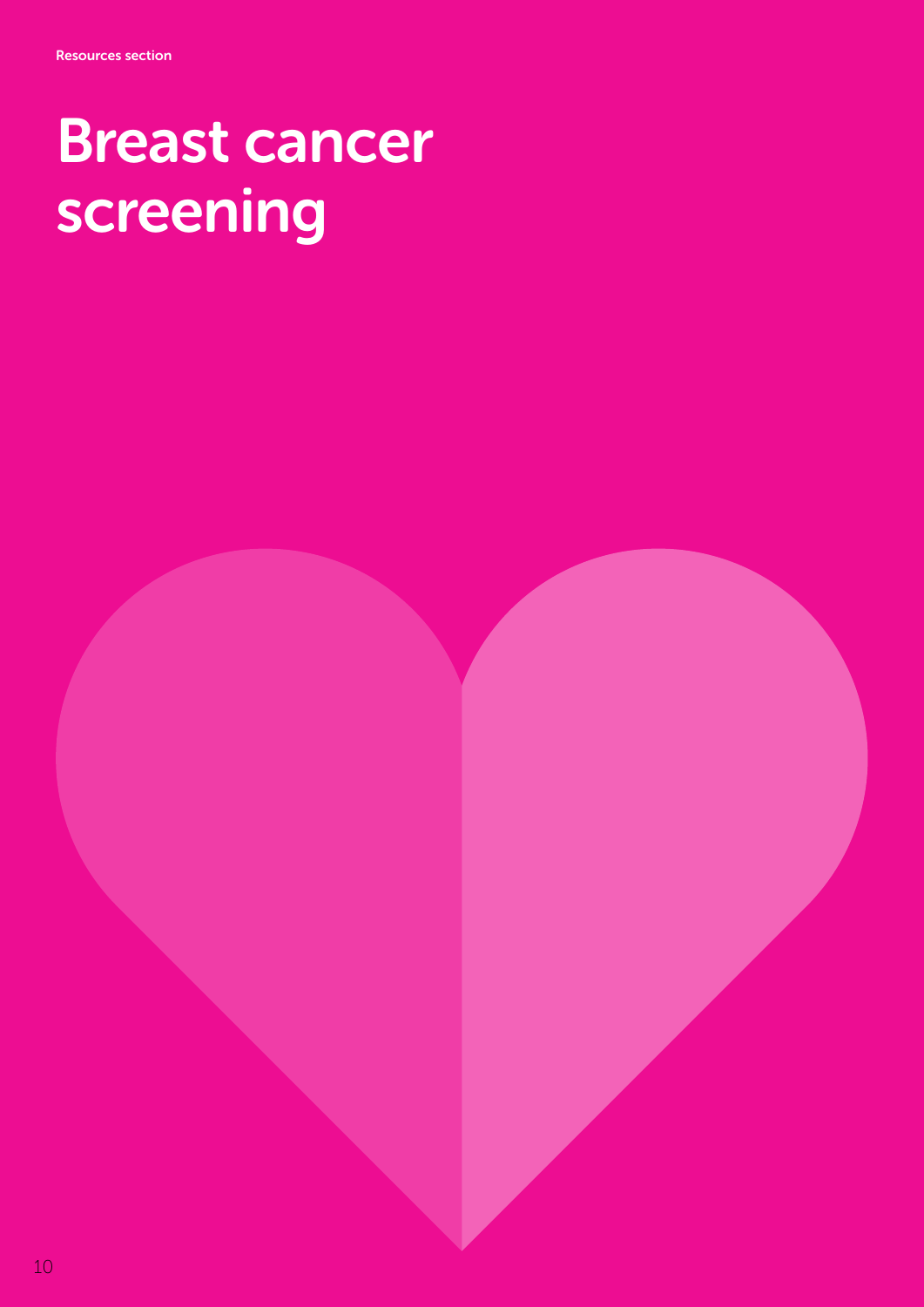Resources section

# Breast cancer screening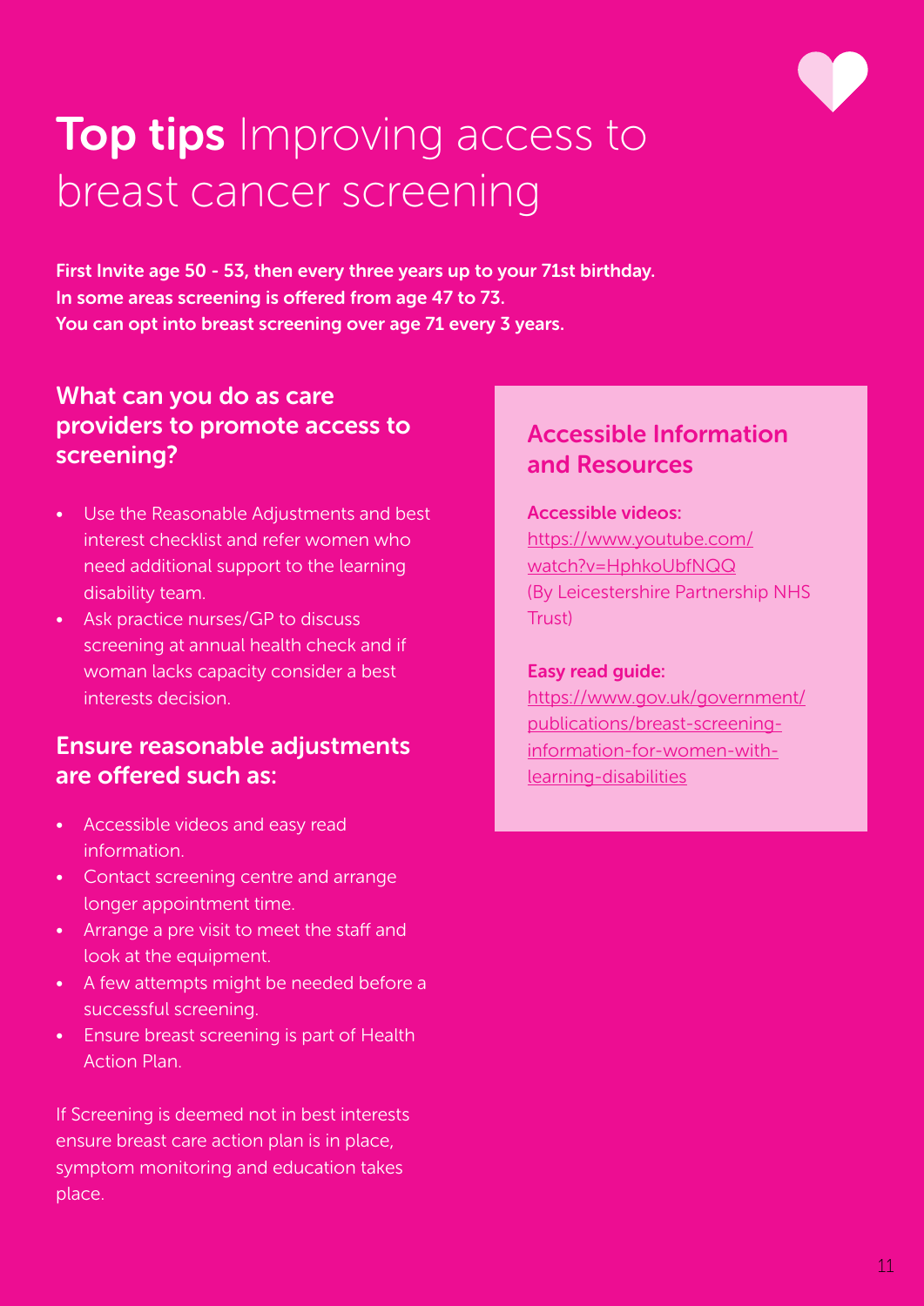# **Top tips** Improving access to breast cancer screening

**First Invite age 50 - 53, then every three years up to your 71st birthday.**
**In some areas screening is offered from age 47 to 73.**
**You can opt into breast screening over age 71 every 3 years.**

## What can you do as care providers to promote access to screening?

- Use the Reasonable Adjustments and best interest checklist and refer women who need additional support to the learning disability team.
- Ask practice nurses/GP to discuss screening at annual health check and if woman lacks capacity consider a best interests decision.

## Ensure reasonable adjustments are offered such as:

- Accessible videos and easy read information.
- Contact screening centre and arrange longer appointment time.
- Arrange a pre visit to meet the staff and look at the equipment.
- A few attempts might be needed before a successful screening.
- Ensure breast screening is part of Health Action Plan.

If Screening is deemed not in best interests ensure breast care action plan is in place, symptom monitoring and education takes place.

## Accessible Information and Resources

**Accessible videos:**
https://www.youtube.com/watch?v=HphkoUbfNQQ
(By Leicestershire Partnership NHS Trust)

**Easy read guide:**
https://www.gov.uk/government/publications/breast-screening-information-for-women-with-learning-disabilities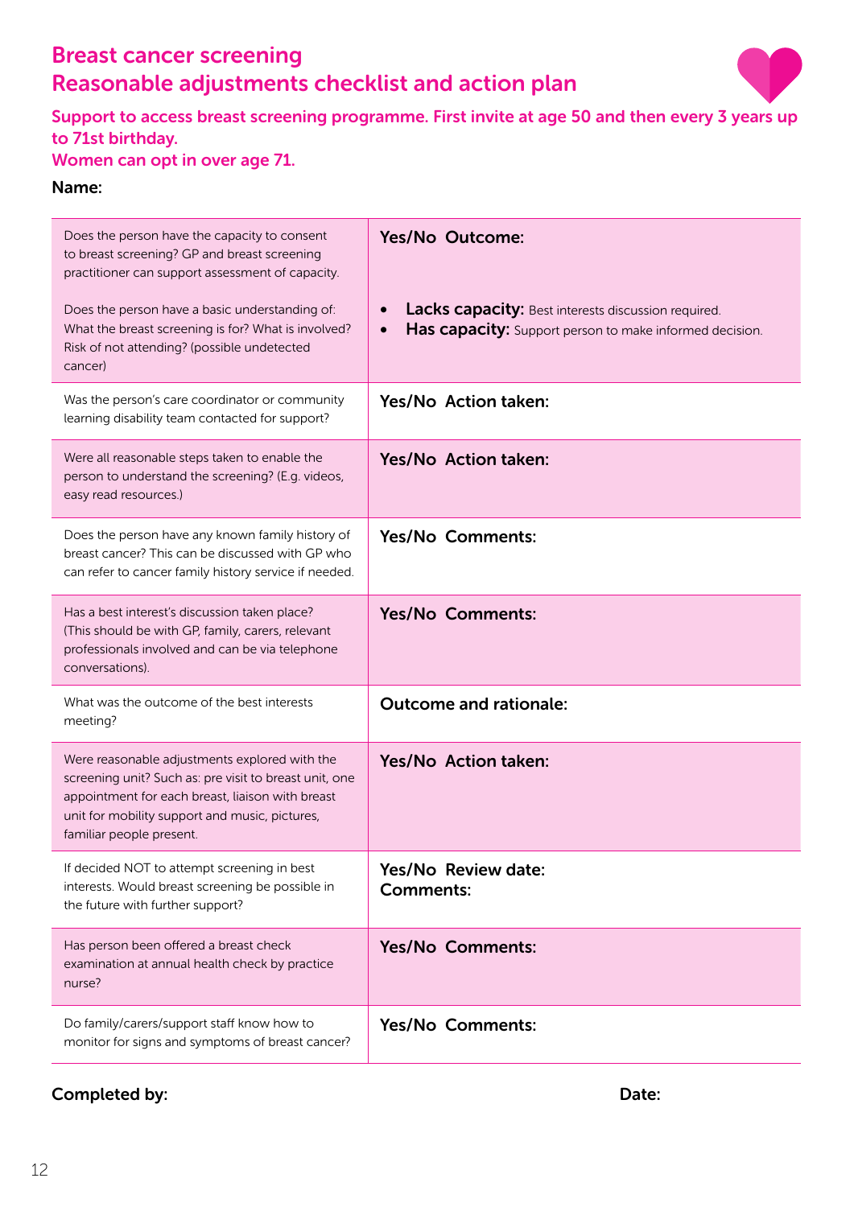# Breast cancer screening
# Reasonable adjustments checklist and action plan

**Support to access breast screening programme. First invite at age 50 and then every 3 years up to 71st birthday.**
**Women can opt in over age 71.**

**Name:**

| | |
|---|---|
| Does the person have the capacity to consent to breast screening? GP and breast screening practitioner can support assessment of capacity.<br><br>Does the person have a basic understanding of: What the breast screening is for? What is involved? Risk of not attending? (possible undetected cancer) | **Yes/No Outcome:**<br><br>• **Lacks capacity:** Best interests discussion required.<br>• **Has capacity:** Support person to make informed decision. |
| Was the person's care coordinator or community learning disability team contacted for support? | **Yes/No Action taken:** |
| Were all reasonable steps taken to enable the person to understand the screening? (E.g. videos, easy read resources.) | **Yes/No Action taken:** |
| Does the person have any known family history of breast cancer? This can be discussed with GP who can refer to cancer family history service if needed. | **Yes/No Comments:** |
| Has a best interest's discussion taken place? (This should be with GP, family, carers, relevant professionals involved and can be via telephone conversations). | **Yes/No Comments:** |
| What was the outcome of the best interests meeting? | **Outcome and rationale:** |
| Were reasonable adjustments explored with the screening unit? Such as: pre visit to breast unit, one appointment for each breast, liaison with breast unit for mobility support and music, pictures, familiar people present. | **Yes/No Action taken:** |
| If decided NOT to attempt screening in best interests. Would breast screening be possible in the future with further support? | **Yes/No Review date:**<br>**Comments:** |
| Has person been offered a breast check examination at annual health check by practice nurse? | **Yes/No Comments:** |
| Do family/carers/support staff know how to monitor for signs and symptoms of breast cancer? | **Yes/No Comments:** |

**Completed by:** **Date:**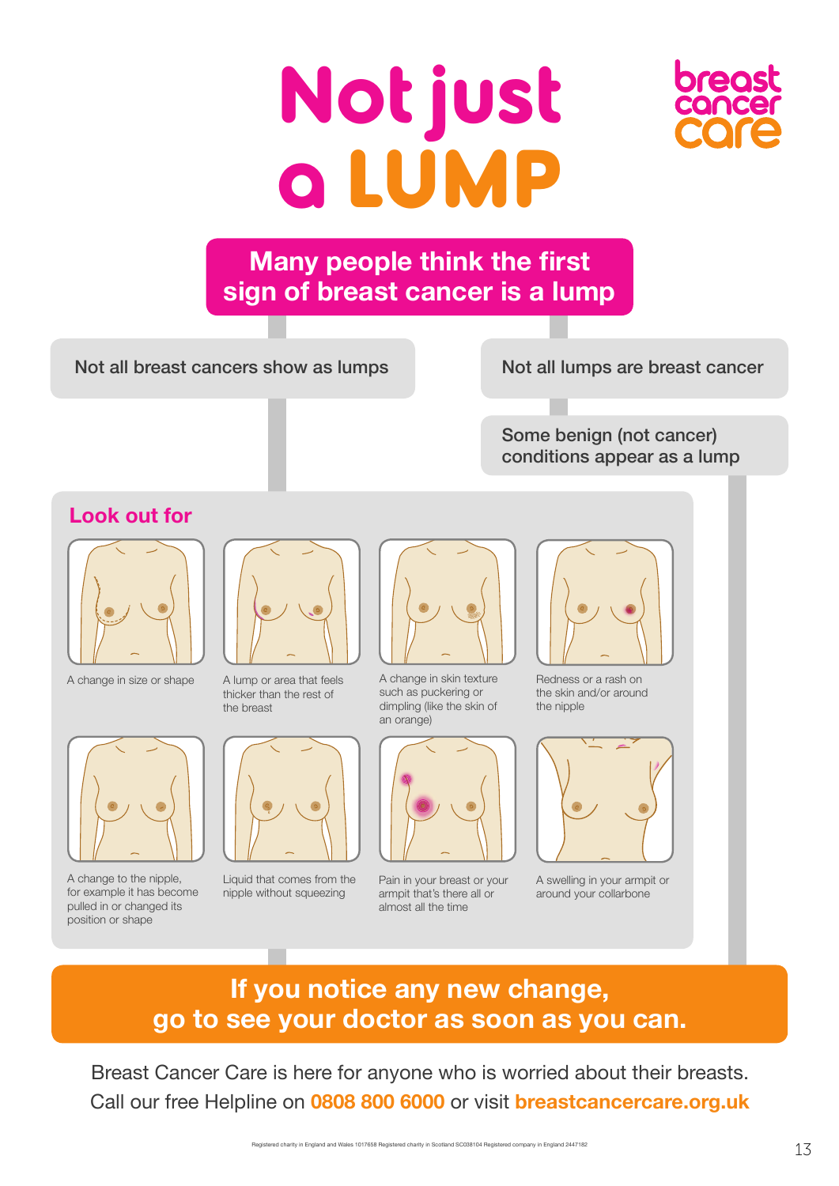# Not just a LUMP

breast cancer care

**Many people think the first sign of breast cancer is a lump**

Not all breast cancers show as lumps

Not all lumps are breast cancer

Some benign (not cancer) conditions appear as a lump

## Look out for

- A change in size or shape
- A lump or area that feels thicker than the rest of the breast
- A change in skin texture such as puckering or dimpling (like the skin of an orange)
- Redness or a rash on the skin and/or around the nipple
- A change to the nipple, for example it has become pulled in or changed its position or shape
- Liquid that comes from the nipple without squeezing
- Pain in your breast or your armpit that's there all or almost all the time
- A swelling in your armpit or around your collarbone

**If you notice any new change, go to see your doctor as soon as you can.**

Breast Cancer Care is here for anyone who is worried about their breasts. Call our free Helpline on **0808 800 6000** or visit **breastcancercare.org.uk**

Registered charity in England and Wales 1017658 Registered charity in Scotland SC038104 Registered company in England 2447182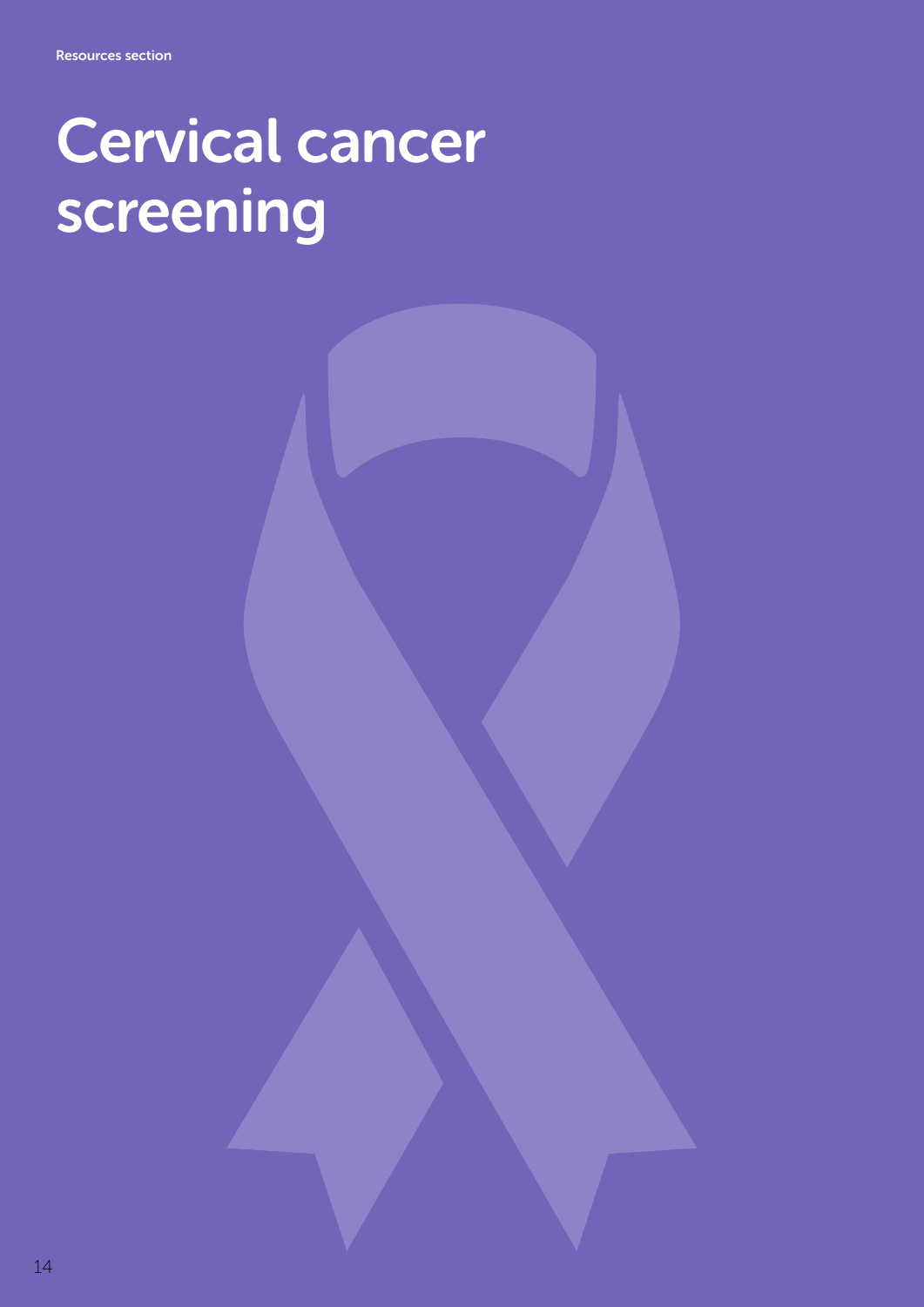# Cervical cancer screening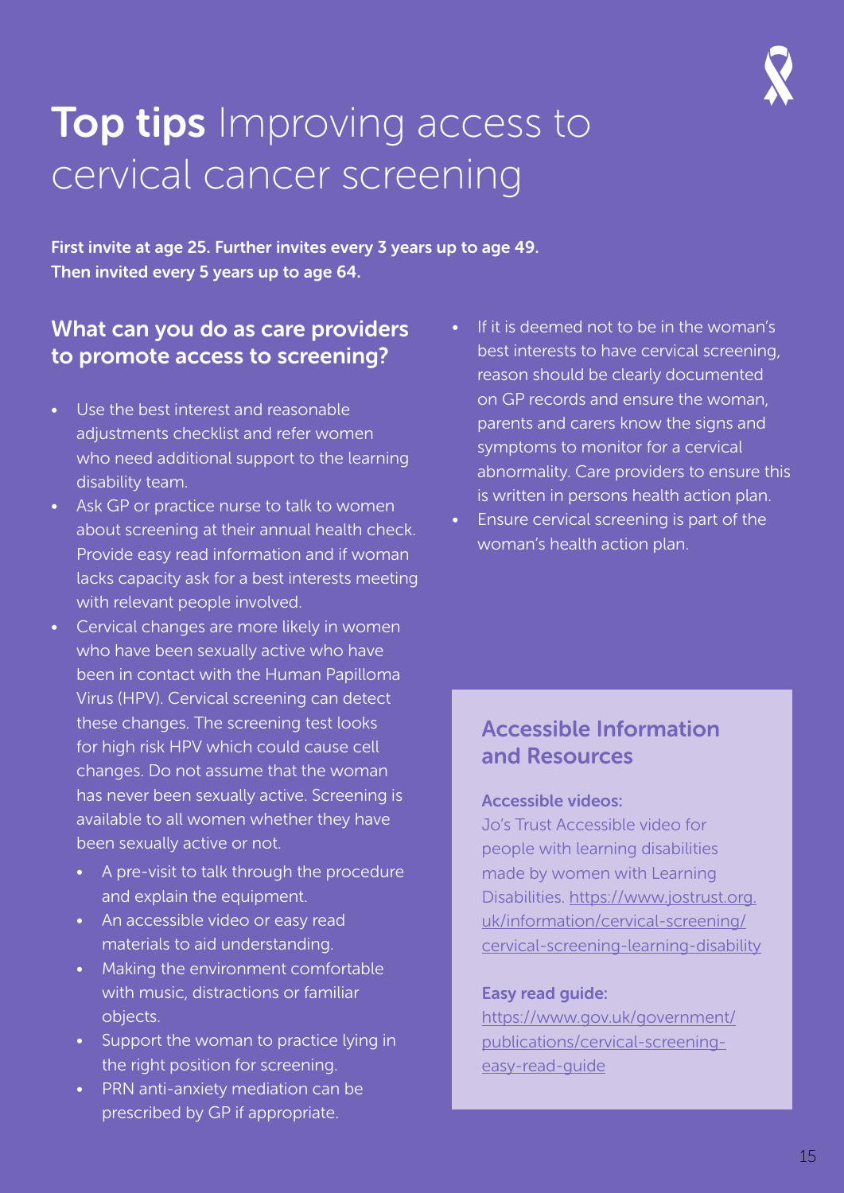# **Top tips** Improving access to cervical cancer screening

**First invite at age 25. Further invites every 3 years up to age 49. Then invited every 5 years up to age 64.**

## What can you do as care providers to promote access to screening?

- Use the best interest and reasonable adjustments checklist and refer women who need additional support to the learning disability team.
- Ask GP or practice nurse to talk to women about screening at their annual health check. Provide easy read information and if woman lacks capacity ask for a best interests meeting with relevant people involved.
- Cervical changes are more likely in women who have been sexually active who have been in contact with the Human Papilloma Virus (HPV). Cervical screening can detect these changes. The screening test looks for high risk HPV which could cause cell changes. Do not assume that the woman has never been sexually active. Screening is available to all women whether they have been sexually active or not.
    - A pre-visit to talk through the procedure and explain the equipment.
    - An accessible video or easy read materials to aid understanding.
    - Making the environment comfortable with music, distractions or familiar objects.
    - Support the woman to practice lying in the right position for screening.
    - PRN anti-anxiety mediation can be prescribed by GP if appropriate.
- If it is deemed not to be in the woman's best interests to have cervical screening, reason should be clearly documented on GP records and ensure the woman, parents and carers know the signs and symptoms to monitor for a cervical abnormality. Care providers to ensure this is written in persons health action plan.
- Ensure cervical screening is part of the woman's health action plan.

## Accessible Information and Resources

**Accessible videos:**

Jo's Trust Accessible video for people with learning disabilities made by women with Learning Disabilities. https://www.jostrust.org.uk/information/cervical-screening/cervical-screening-learning-disability

**Easy read guide:**

https://www.gov.uk/government/publications/cervical-screening-easy-read-guide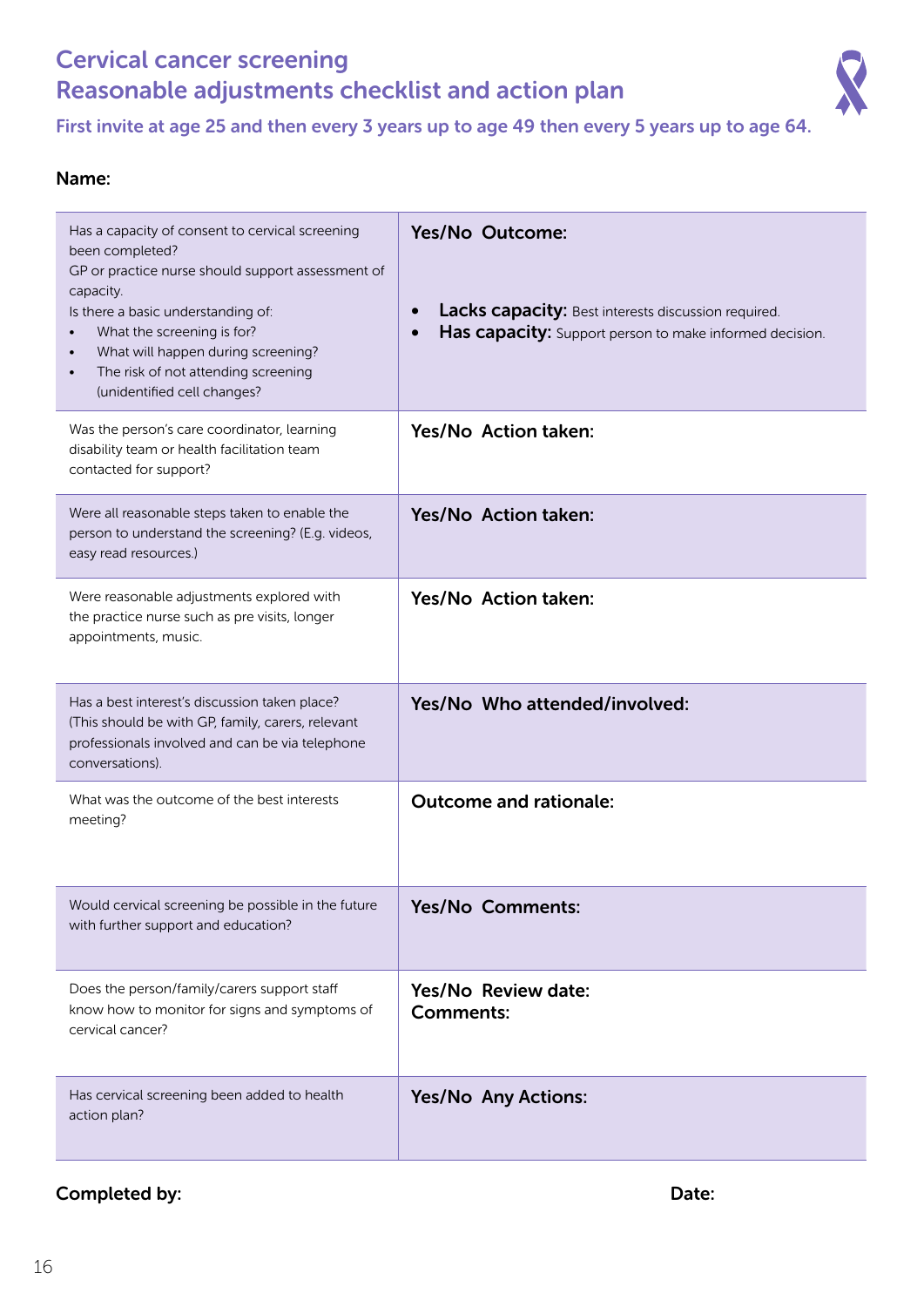# Cervical cancer screening
# Reasonable adjustments checklist and action plan

**First invite at age 25 and then every 3 years up to age 49 then every 5 years up to age 64.**

**Name:**

| | |
|---|---|
| Has a capacity of consent to cervical screening been completed?<br>GP or practice nurse should support assessment of capacity.<br>Is there a basic understanding of:<br>• What the screening is for?<br>• What will happen during screening?<br>• The risk of not attending screening (unidentified cell changes)? | **Yes/No Outcome:**<br>• **Lacks capacity:** Best interests discussion required.<br>• **Has capacity:** Support person to make informed decision. |
| Was the person's care coordinator, learning disability team or health facilitation team contacted for support? | **Yes/No Action taken:** |
| Were all reasonable steps taken to enable the person to understand the screening? (E.g. videos, easy read resources.) | **Yes/No Action taken:** |
| Were reasonable adjustments explored with the practice nurse such as pre visits, longer appointments, music. | **Yes/No Action taken:** |
| Has a best interest's discussion taken place? (This should be with GP, family, carers, relevant professionals involved and can be via telephone conversations). | **Yes/No Who attended/involved:** |
| What was the outcome of the best interests meeting? | **Outcome and rationale:** |
| Would cervical screening be possible in the future with further support and education? | **Yes/No Comments:** |
| Does the person/family/carers support staff know how to monitor for signs and symptoms of cervical cancer? | **Yes/No Review date:**<br>**Comments:** |
| Has cervical screening been added to health action plan? | **Yes/No Any Actions:** |

**Completed by:** **Date:**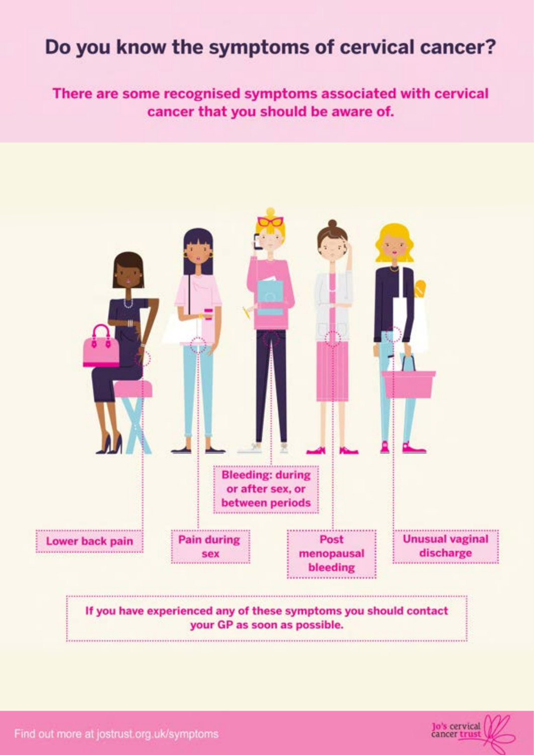# Do you know the symptoms of cervical cancer?

**There are some recognised symptoms associated with cervical cancer that you should be aware of.**

- **Lower back pain**
- **Pain during sex**
- **Bleeding: during or after sex, or between periods**
- **Post menopausal bleeding**
- **Unusual vaginal discharge**

**If you have experienced any of these symptoms you should contact your GP as soon as possible.**

Find out more at jostrust.org.uk/symptoms

Jo's cervical cancer trust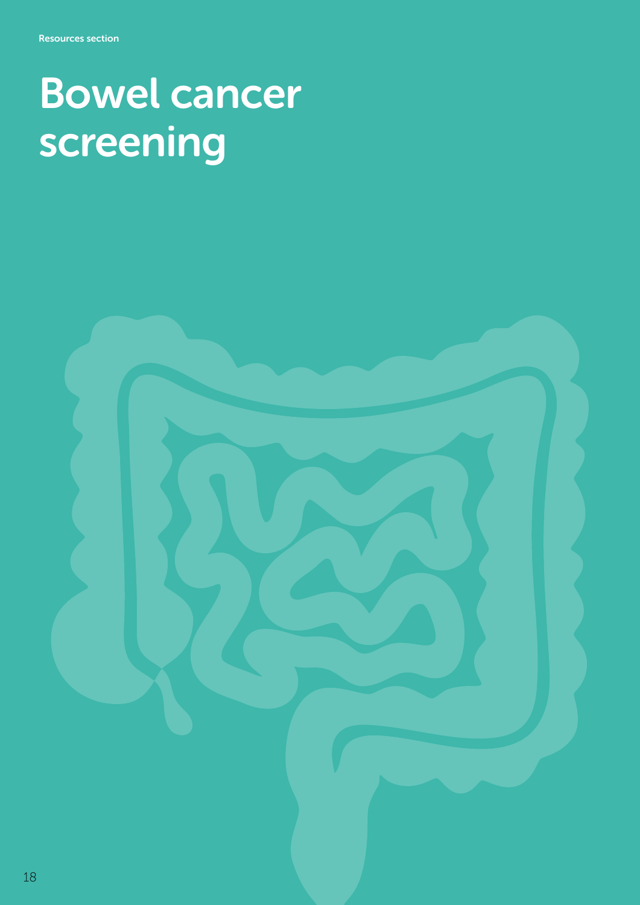# Bowel cancer screening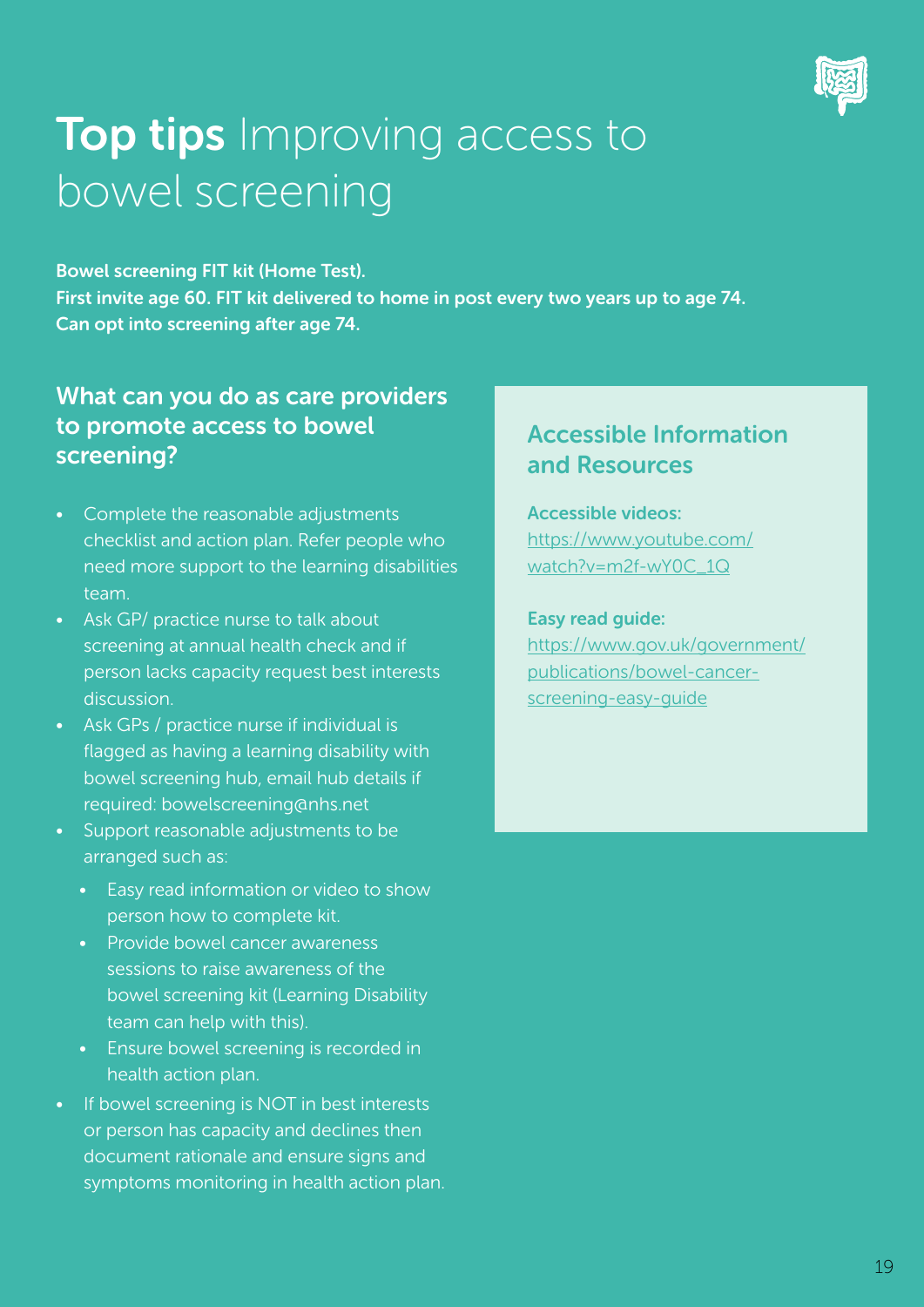# **Top tips** Improving access to bowel screening

**Bowel screening FIT kit (Home Test).**
**First invite age 60. FIT kit delivered to home in post every two years up to age 74.**
**Can opt into screening after age 74.**

## What can you do as care providers to promote access to bowel screening?

- Complete the reasonable adjustments checklist and action plan. Refer people who need more support to the learning disabilities team.
- Ask GP/ practice nurse to talk about screening at annual health check and if person lacks capacity request best interests discussion.
- Ask GPs / practice nurse if individual is flagged as having a learning disability with bowel screening hub, email hub details if required: bowelscreening@nhs.net
- Support reasonable adjustments to be arranged such as:
  - Easy read information or video to show person how to complete kit.
  - Provide bowel cancer awareness sessions to raise awareness of the bowel screening kit (Learning Disability team can help with this).
  - Ensure bowel screening is recorded in health action plan.
- If bowel screening is NOT in best interests or person has capacity and declines then document rationale and ensure signs and symptoms monitoring in health action plan.

## Accessible Information and Resources

**Accessible videos:**
https://www.youtube.com/watch?v=m2f-wY0C_1Q

**Easy read guide:**
https://www.gov.uk/government/publications/bowel-cancer-screening-easy-guide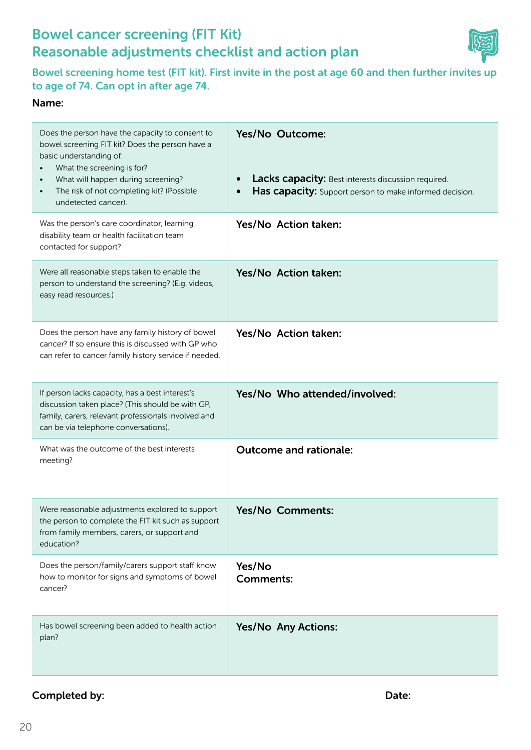# Bowel cancer screening (FIT Kit)
# Reasonable adjustments checklist and action plan

**Bowel screening home test (FIT kit). First invite in the post at age 60 and then further invites up to age of 74. Can opt in after age 74.**

**Name:**

| | |
|---|---|
| Does the person have the capacity to consent to bowel screening FIT kit? Does the person have a basic understanding of:<br>• What the screening is for?<br>• What will happen during screening?<br>• The risk of not completing kit? (Possible undetected cancer). | **Yes/No Outcome:**<br><br>• **Lacks capacity:** Best interests discussion required.<br>• **Has capacity:** Support person to make informed decision. |
| Was the person's care coordinator, learning disability team or health facilitation team contacted for support? | **Yes/No Action taken:** |
| Were all reasonable steps taken to enable the person to understand the screening? (E.g. videos, easy read resources.) | **Yes/No Action taken:** |
| Does the person have any family history of bowel cancer? If so ensure this is discussed with GP who can refer to cancer family history service if needed. | **Yes/No Action taken:** |
| If person lacks capacity, has a best interest's discussion taken place? (This should be with GP, family, carers, relevant professionals involved and can be via telephone conversations). | **Yes/No Who attended/involved:** |
| What was the outcome of the best interests meeting? | **Outcome and rationale:** |
| Were reasonable adjustments explored to support the person to complete the FIT kit such as support from family members, carers, or support and education? | **Yes/No Comments:** |
| Does the person/family/carers support staff know how to monitor for signs and symptoms of bowel cancer? | **Yes/No**<br>**Comments:** |
| Has bowel screening been added to health action plan? | **Yes/No Any Actions:** |

**Completed by:** **Date:**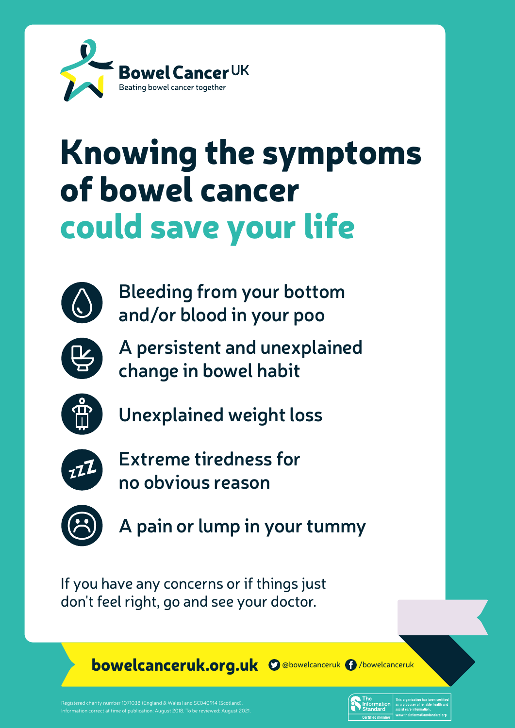**Bowel Cancer UK**
Beating bowel cancer together

# Knowing the symptoms of bowel cancer could save your life

- Bleeding from your bottom and/or blood in your poo
- A persistent and unexplained change in bowel habit
- Unexplained weight loss
- Extreme tiredness for no obvious reason
- A pain or lump in your tummy

If you have any concerns or if things just don't feel right, go and see your doctor.

**bowelcanceruk.org.uk** @bowelcanceruk /bowelcanceruk

Registered charity number 1071038 (England & Wales) and SC040914 (Scotland).
Information correct at time of publication: August 2018. To be reviewed: August 2021.

The Information Standard — Certified member. This organisation has been certified as a producer of reliable health and social care information. www.theinformationstandard.org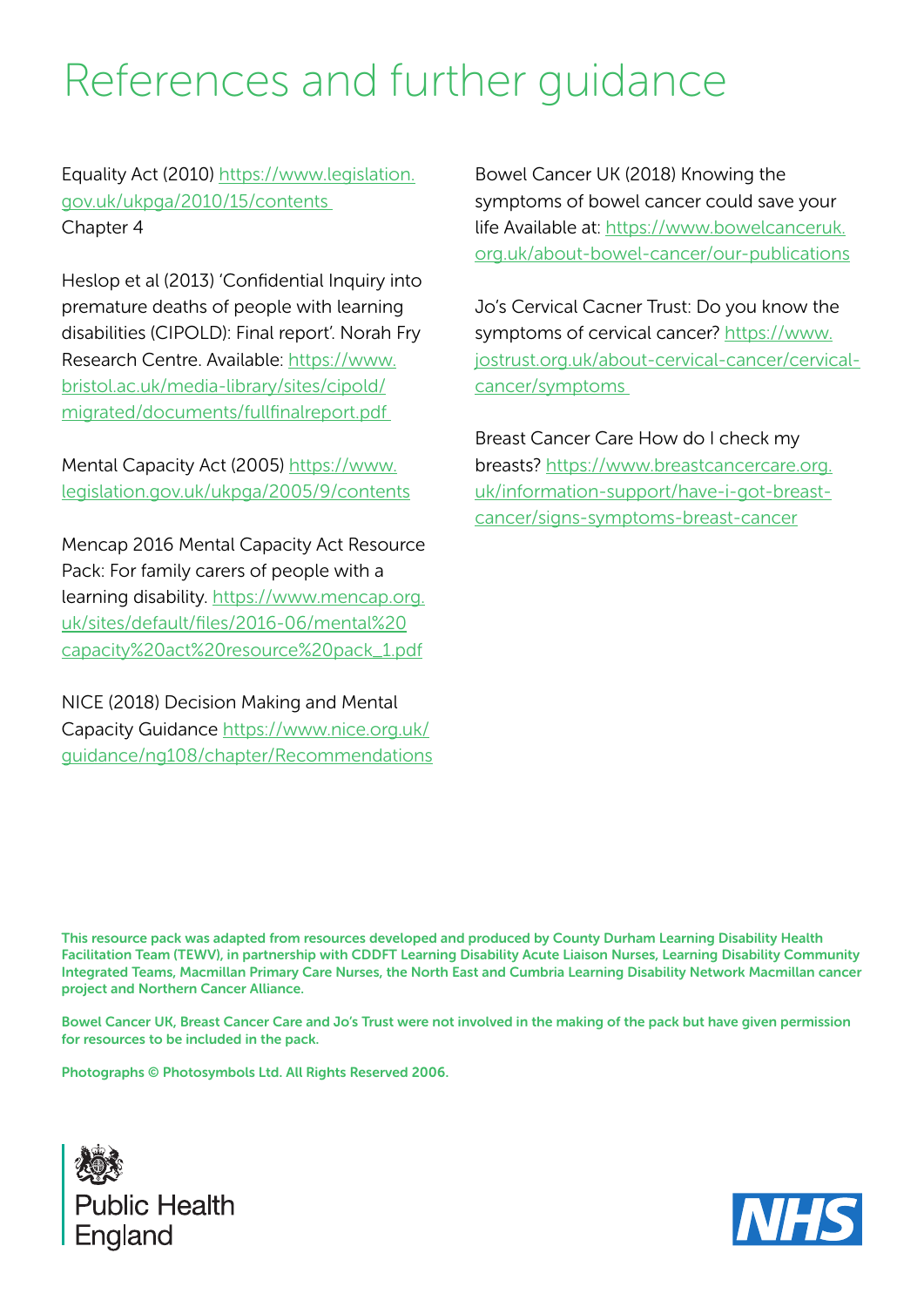# References and further guidance

Equality Act (2010) https://www.legislation.gov.uk/ukpga/2010/15/contents
Chapter 4

Heslop et al (2013) 'Confidential Inquiry into premature deaths of people with learning disabilities (CIPOLD): Final report'. Norah Fry Research Centre. Available: https://www.bristol.ac.uk/media-library/sites/cipold/migrated/documents/fullfinalreport.pdf

Mental Capacity Act (2005) https://www.legislation.gov.uk/ukpga/2005/9/contents

Mencap 2016 Mental Capacity Act Resource Pack: For family carers of people with a learning disability. https://www.mencap.org.uk/sites/default/files/2016-06/mental%20capacity%20act%20resource%20pack_1.pdf

NICE (2018) Decision Making and Mental Capacity Guidance https://www.nice.org.uk/guidance/ng108/chapter/Recommendations

Bowel Cancer UK (2018) Knowing the symptoms of bowel cancer could save your life Available at: https://www.bowelcanceruk.org.uk/about-bowel-cancer/our-publications

Jo's Cervical Cacner Trust: Do you know the symptoms of cervical cancer? https://www.jostrust.org.uk/about-cervical-cancer/cervical-cancer/symptoms

Breast Cancer Care How do I check my breasts? https://www.breastcancercare.org.uk/information-support/have-i-got-breast-cancer/signs-symptoms-breast-cancer

**This resource pack was adapted from resources developed and produced by County Durham Learning Disability Health Facilitation Team (TEWV), in partnership with CDDFT Learning Disability Acute Liaison Nurses, Learning Disability Community Integrated Teams, Macmillan Primary Care Nurses, the North East and Cumbria Learning Disability Network Macmillan cancer project and Northern Cancer Alliance.**

**Bowel Cancer UK, Breast Cancer Care and Jo's Trust were not involved in the making of the pack but have given permission for resources to be included in the pack.**

**Photographs © Photosymbols Ltd. All Rights Reserved 2006.**

Public Health England

NHS